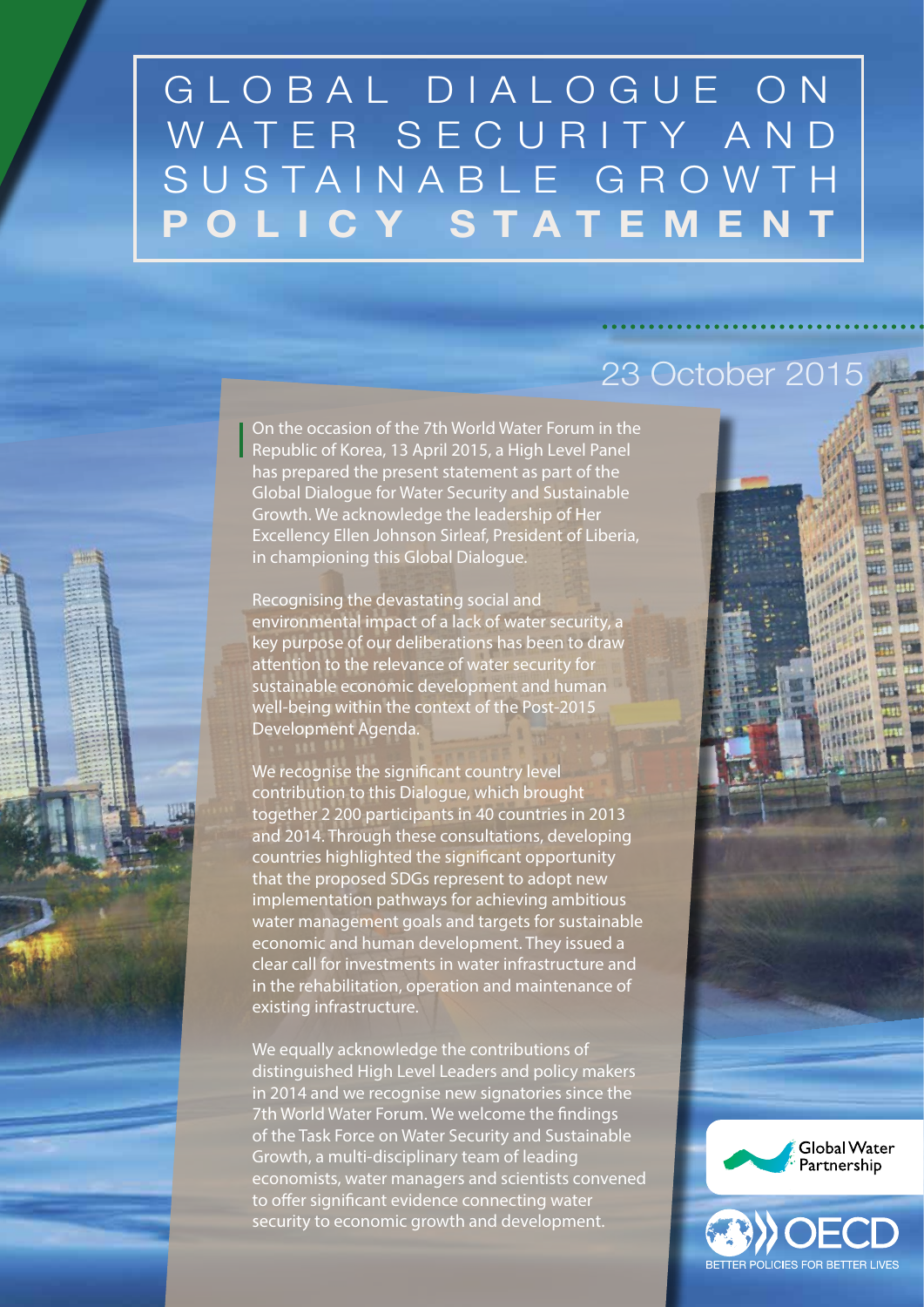# GLOBAL DIALOGUE ON WATER SECURITY AND SUSTAINABLE GROWTH

# POLICY STATEMENT

23 October 2015

On the occasion of the 7th World Water Forum in the Republic of Korea, 13 April 2015, a High Level Panel has prepared the present statement as part of the Global Dialogue for Water Security and Sustainable Growth. We acknowledge the leadership of Her Excellency Ellen Johnson Sirleaf, President of Liberia, in championing this Global Dialogue.

Recognising the devastating social and environmental impact of a lack of water security, a key purpose of our deliberations has been to draw attention to the relevance of water security for sustainable economic development and human well-being within the context of the Post-2015 Development Agenda.

We recognise the significant country level contribution to this Dialogue, which brought together 2 200 participants in 40 countries in 2013 and 2014. Through these consultations, developing countries highlighted the significant opportunity that the proposed SDGs represent to adopt new implementation pathways for achieving ambitious water management goals and targets for sustainable economic and human development. They issued a clear call for investments in water infrastructure and in the rehabilitation, operation and maintenance of existing infrastructure.

We equally acknowledge the contributions of distinguished High Level Leaders and policy makers in 2014 and we recognise new signatories since the 7th World Water Forum. We welcome the findings of the Task Force on Water Security and Sustainable Growth, a multi-disciplinary team of leading economists, water managers and scientists convened to offer significant evidence connecting water security to economic growth and development.

Global Water Partnership

OECD BETTER POLICIES FOR BETTER LIVES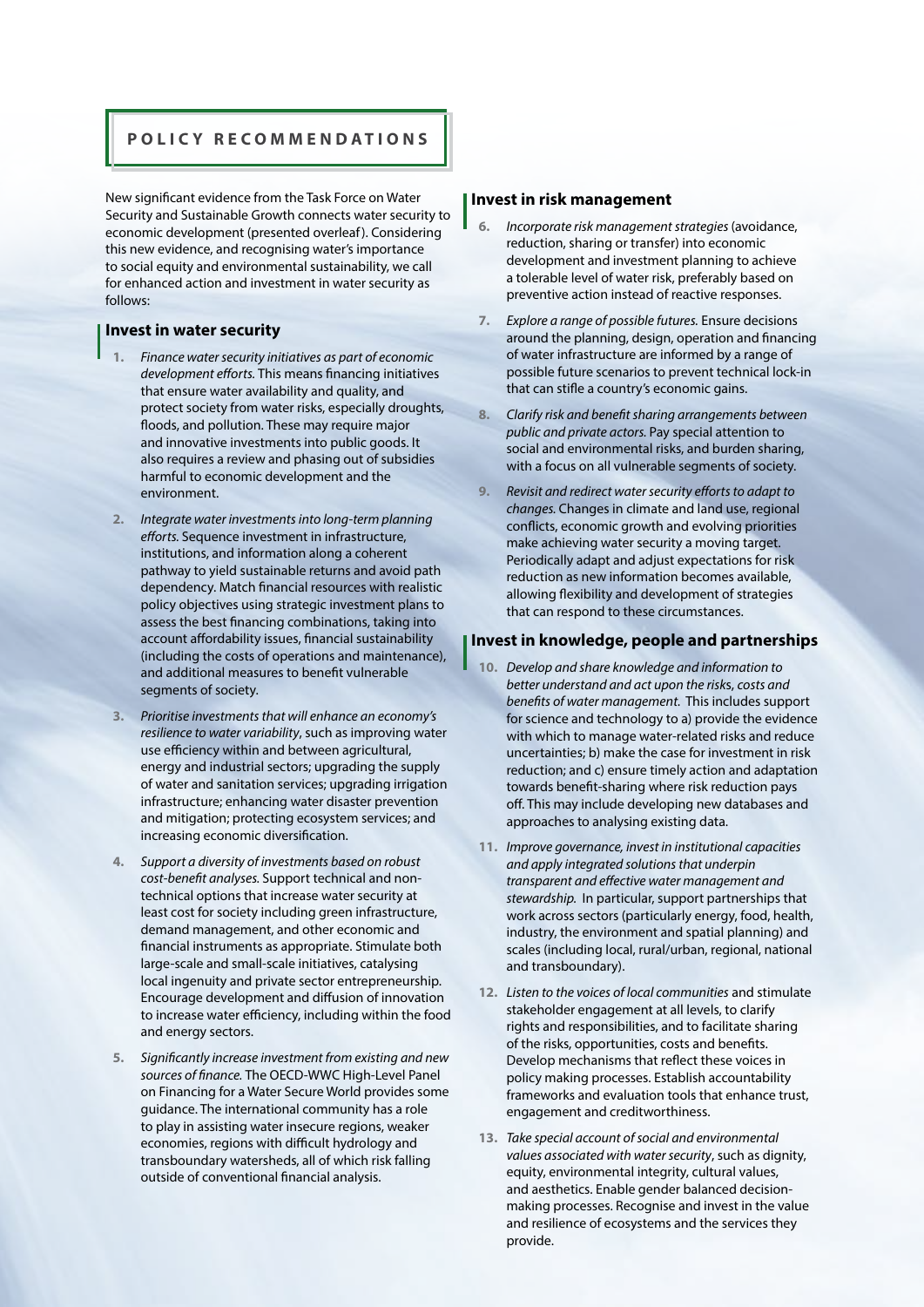## POLICY RECOMMENDATIONS

New significant evidence from the Task Force on Water Security and Sustainable Growth connects water security to economic development (presented overleaf). Considering this new evidence, and recognising water's importance to social equity and environmental sustainability, we call for enhanced action and investment in water security as follows:

### Invest in water security

1. *Finance water security initiatives as part of economic development efforts.* This means financing initiatives that ensure water availability and quality, and protect society from water risks, especially droughts, floods, and pollution. These may require major and innovative investments into public goods. It also requires a review and phasing out of subsidies harmful to economic development and the environment.

2. *Integrate water investments into long-term planning efforts.* Sequence investment in infrastructure, institutions, and information along a coherent pathway to yield sustainable returns and avoid path dependency. Match financial resources with realistic policy objectives using strategic investment plans to assess the best financing combinations, taking into account affordability issues, financial sustainability (including the costs of operations and maintenance), and additional measures to benefit vulnerable segments of society.

3. *Prioritise investments that will enhance an economy's resilience to water variability*, such as improving water use efficiency within and between agricultural, energy and industrial sectors; upgrading the supply of water and sanitation services; upgrading irrigation infrastructure; enhancing water disaster prevention and mitigation; protecting ecosystem services; and increasing economic diversification.

4. *Support a diversity of investments based on robust cost-benefit analyses.* Support technical and non-technical options that increase water security at least cost for society including green infrastructure, demand management, and other economic and financial instruments as appropriate. Stimulate both large-scale and small-scale initiatives, catalysing local ingenuity and private sector entrepreneurship. Encourage development and diffusion of innovation to increase water efficiency, including within the food and energy sectors.

5. *Significantly increase investment from existing and new sources of finance.* The OECD-WWC High-Level Panel on Financing for a Water Secure World provides some guidance. The international community has a role to play in assisting water insecure regions, weaker economies, regions with difficult hydrology and transboundary watersheds, all of which risk falling outside of conventional financial analysis.

### Invest in risk management

6. *Incorporate risk management strategies* (avoidance, reduction, sharing or transfer) into economic development and investment planning to achieve a tolerable level of water risk, preferably based on preventive action instead of reactive responses.

7. *Explore a range of possible futures.* Ensure decisions around the planning, design, operation and financing of water infrastructure are informed by a range of possible future scenarios to prevent technical lock-in that can stifle a country's economic gains.

8. *Clarify risk and benefit sharing arrangements between public and private actors.* Pay special attention to social and environmental risks, and burden sharing, with a focus on all vulnerable segments of society.

9. *Revisit and redirect water security efforts to adapt to changes.* Changes in climate and land use, regional conflicts, economic growth and evolving priorities make achieving water security a moving target. Periodically adapt and adjust expectations for risk reduction as new information becomes available, allowing flexibility and development of strategies that can respond to these circumstances.

### Invest in knowledge, people and partnerships

10. *Develop and share knowledge and information to better understand and act upon the risks, costs and benefits of water management.* This includes support for science and technology to a) provide the evidence with which to manage water-related risks and reduce uncertainties; b) make the case for investment in risk reduction; and c) ensure timely action and adaptation towards benefit-sharing where risk reduction pays off. This may include developing new databases and approaches to analysing existing data.

11. *Improve governance, invest in institutional capacities and apply integrated solutions that underpin transparent and effective water management and stewardship.* In particular, support partnerships that work across sectors (particularly energy, food, health, industry, the environment and spatial planning) and scales (including local, rural/urban, regional, national and transboundary).

12. *Listen to the voices of local communities* and stimulate stakeholder engagement at all levels, to clarify rights and responsibilities, and to facilitate sharing of the risks, opportunities, costs and benefits. Develop mechanisms that reflect these voices in policy making processes. Establish accountability frameworks and evaluation tools that enhance trust, engagement and creditworthiness.

13. *Take special account of social and environmental values associated with water security*, such as dignity, equity, environmental integrity, cultural values, and aesthetics. Enable gender balanced decision-making processes. Recognise and invest in the value and resilience of ecosystems and the services they provide.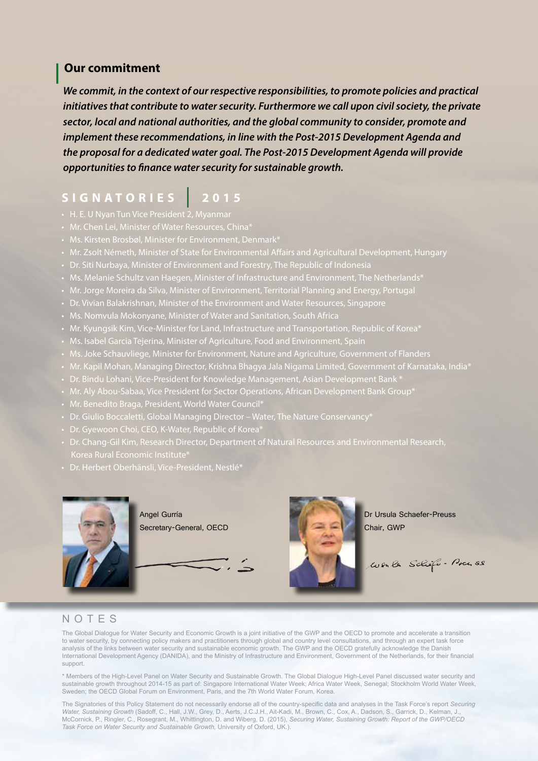## Our commitment

***We commit, in the context of our respective responsibilities, to promote policies and practical initiatives that contribute to water security. Furthermore we call upon civil society, the private sector, local and national authorities, and the global community to consider, promote and implement these recommendations, in line with the Post-2015 Development Agenda and the proposal for a dedicated water goal. The Post-2015 Development Agenda will provide opportunities to finance water security for sustainable growth.***

## SIGNATORIES | 2015

- H. E. U Nyan Tun Vice President 2, Myanmar
- Mr. Chen Lei, Minister of Water Resources, China*
- Ms. Kirsten Brosbøl, Minister for Environment, Denmark*
- Mr. Zsolt Németh, Minister of State for Environmental Affairs and Agricultural Development, Hungary
- Dr. Siti Nurbaya, Minister of Environment and Forestry, The Republic of Indonesia
- Ms. Melanie Schultz van Haegen, Minister of Infrastructure and Environment, The Netherlands*
- Mr. Jorge Moreira da Silva, Minister of Environment, Territorial Planning and Energy, Portugal
- Dr. Vivian Balakrishnan, Minister of the Environment and Water Resources, Singapore
- Ms. Nomvula Mokonyane, Minister of Water and Sanitation, South Africa
- Mr. Kyungsik Kim, Vice-Minister for Land, Infrastructure and Transportation, Republic of Korea*
- Ms. Isabel Garcia Tejerina, Minister of Agriculture, Food and Environment, Spain
- Ms. Joke Schauvliege, Minister for Environment, Nature and Agriculture, Government of Flanders
- Mr. Kapil Mohan, Managing Director, Krishna Bhagya Jala Nigama Limited, Government of Karnataka, India*
- Dr. Bindu Lohani, Vice-President for Knowledge Management, Asian Development Bank *
- Mr. Aly Abou-Sabaa, Vice President for Sector Operations, African Development Bank Group*
- Mr. Benedito Braga, President, World Water Council*
- Dr. Giulio Boccaletti, Global Managing Director – Water, The Nature Conservancy*
- Dr. Gyewoon Choi, CEO, K-Water, Republic of Korea*
- Dr. Chang-Gil Kim, Research Director, Department of Natural Resources and Environmental Research, Korea Rural Economic Institute*
- Dr. Herbert Oberhänsli, Vice-President, Nestlé*

Angel Gurría
Secretary-General, OECD

Dr Ursula Schaefer-Preuss
Chair, GWP

## NOTES

The Global Dialogue for Water Security and Economic Growth is a joint initiative of the GWP and the OECD to promote and accelerate a transition to water security, by connecting policy makers and practitioners through global and country level consultations, and through an expert task force analysis of the links between water security and sustainable economic growth. The GWP and the OECD gratefully acknowledge the Danish International Development Agency (DANIDA), and the Ministry of Infrastructure and Environment, Government of the Netherlands, for their financial support.

* Members of the High-Level Panel on Water Security and Sustainable Growth. The Global Dialogue High-Level Panel discussed water security and sustainable growth throughout 2014-15 as part of: Singapore International Water Week; Africa Water Week, Senegal; Stockholm World Water Week, Sweden; the OECD Global Forum on Environment, Paris, and the 7th World Water Forum, Korea.

The Signatories of this Policy Statement do not necessarily endorse all of the country-specific data and analyses in the Task Force's report *Securing Water, Sustaining Growth* (Sadoff, C., Hall, J.W., Grey, D., Aerts, J.C.J.H., Ait-Kadi, M., Brown, C., Cox, A., Dadson, S., Garrick, D., Kelman, J., McCornick, P., Ringler, C., Rosegrant, M., Whittington, D. and Wiberg, D. (2015), *Securing Water, Sustaining Growth: Report of the GWP/OECD Task Force on Water Security and Sustainable Growth,* University of Oxford, UK.).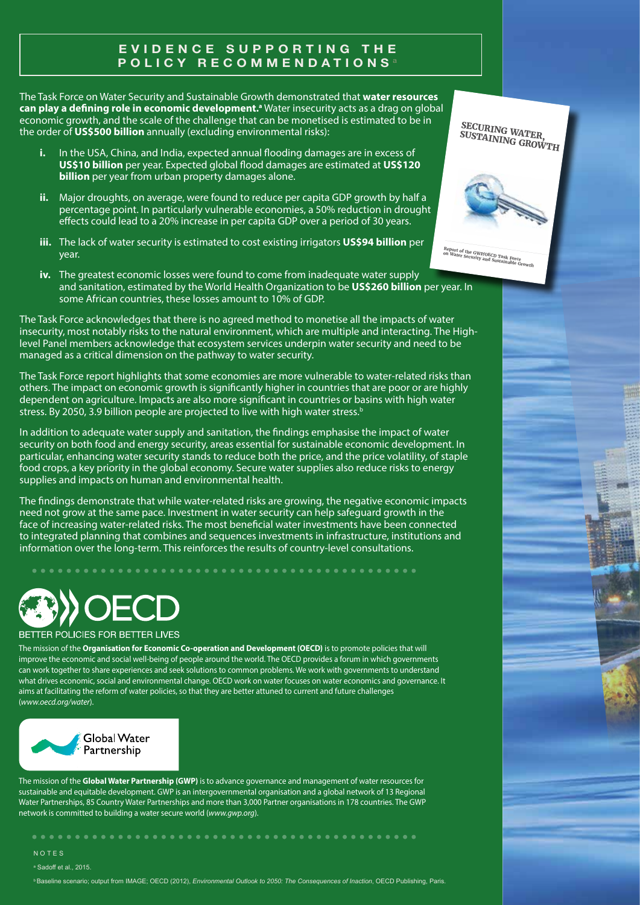# EVIDENCE SUPPORTING THE POLICY RECOMMENDATIONS[a]

The Task Force on Water Security and Sustainable Growth demonstrated that **water resources can play a defining role in economic development.**[a] Water insecurity acts as a drag on global economic growth, and the scale of the challenge that can be monetised is estimated to be in the order of **US$500 billion** annually (excluding environmental risks):

- **i.** In the USA, China, and India, expected annual flooding damages are in excess of **US$10 billion** per year. Expected global flood damages are estimated at **US$120 billion** per year from urban property damages alone.
- **ii.** Major droughts, on average, were found to reduce per capita GDP growth by half a percentage point. In particularly vulnerable economies, a 50% reduction in drought effects could lead to a 20% increase in per capita GDP over a period of 30 years.
- **iii.** The lack of water security is estimated to cost existing irrigators **US$94 billion** per year.
- **iv.** The greatest economic losses were found to come from inadequate water supply and sanitation, estimated by the World Health Organization to be **US$260 billion** per year. In some African countries, these losses amount to 10% of GDP.

SECURING WATER, SUSTAINING GROWTH

Report of the GWP/OECD Task Force on Water Security and Sustainable Growth

The Task Force acknowledges that there is no agreed method to monetise all the impacts of water insecurity, most notably risks to the natural environment, which are multiple and interacting. The High-level Panel members acknowledge that ecosystem services underpin water security and need to be managed as a critical dimension on the pathway to water security.

The Task Force report highlights that some economies are more vulnerable to water-related risks than others. The impact on economic growth is significantly higher in countries that are poor or are highly dependent on agriculture. Impacts are also more significant in countries or basins with high water stress. By 2050, 3.9 billion people are projected to live with high water stress.[b]

In addition to adequate water supply and sanitation, the findings emphasise the impact of water security on both food and energy security, areas essential for sustainable economic development. In particular, enhancing water security stands to reduce both the price, and the price volatility, of staple food crops, a key priority in the global economy. Secure water supplies also reduce risks to energy supplies and impacts on human and environmental health.

The findings demonstrate that while water-related risks are growing, the negative economic impacts need not grow at the same pace. Investment in water security can help safeguard growth in the face of increasing water-related risks. The most beneficial water investments have been connected to integrated planning that combines and sequences investments in infrastructure, institutions and information over the long-term. This reinforces the results of country-level consultations.

OECD

BETTER POLICIES FOR BETTER LIVES

The mission of the **Organisation for Economic Co-operation and Development (OECD)** is to promote policies that will improve the economic and social well-being of people around the world. The OECD provides a forum in which governments can work together to share experiences and seek solutions to common problems. We work with governments to understand what drives economic, social and environmental change. OECD work on water focuses on water economics and governance. It aims at facilitating the reform of water policies, so that they are better attuned to current and future challenges (*www.oecd.org/water*).

Global Water Partnership

The mission of the **Global Water Partnership (GWP)** is to advance governance and management of water resources for sustainable and equitable development. GWP is an intergovernmental organisation and a global network of 13 Regional Water Partnerships, 85 Country Water Partnerships and more than 3,000 Partner organisations in 178 countries. The GWP network is committed to building a water secure world (*www.gwp.org*).

NOTES

[a] Sadoff et al., 2015.

[b] Baseline scenario; output from IMAGE; OECD (2012), *Environmental Outlook to 2050: The Consequences of Inaction*, OECD Publishing, Paris.